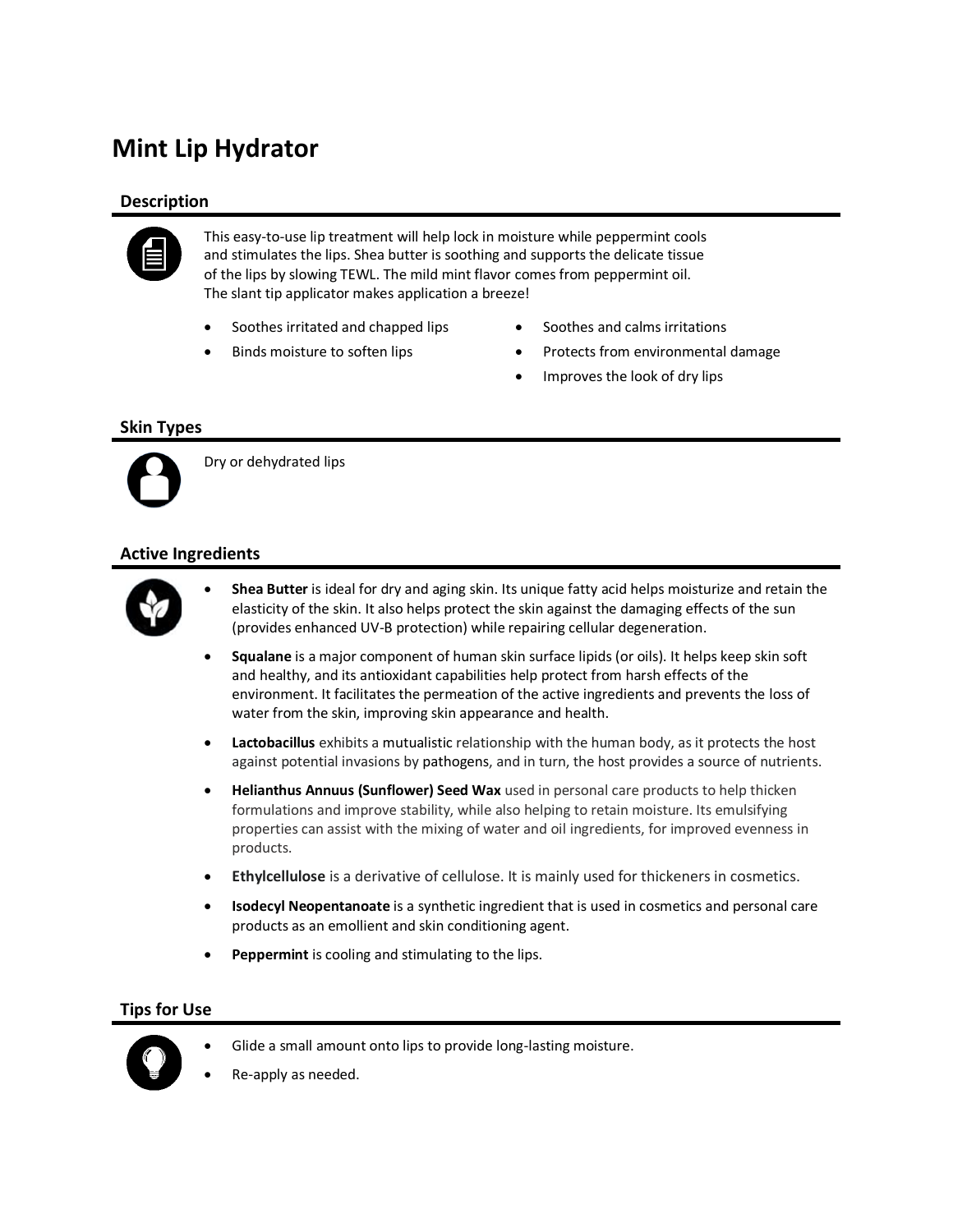# Mint Lip Hydrator

## Description

This easy-to-use lip treatment will help lock in moisture while peppermint cools and stimulates the lips. Shea butter is soothing and supports the delicate tissue of the lips by slowing TEWL. The mild mint flavor comes from peppermint oil. The slant tip applicator makes application a breeze!

- Soothes irritated and chapped lips
- Binds moisture to soften lips
- Soothes and calms irritations
- Protects from environmental damage
- Improves the look of dry lips

## Skin Types

Dry or dehydrated lips

## Active Ingredients

- **Shea Butter** is ideal for dry and aging skin. Its unique fatty acid helps moisturize and retain the elasticity of the skin. It also helps protect the skin against the damaging effects of the sun (provides enhanced UV-B protection) while repairing cellular degeneration.
- **Squalane** is a major component of human skin surface lipids (or oils). It helps keep skin soft and healthy, and its antioxidant capabilities help protect from harsh effects of the environment. It facilitates the permeation of the active ingredients and prevents the loss of water from the skin, improving skin appearance and health.
- **Lactobacillus** exhibits a mutualistic relationship with the human body, as it protects the host against potential invasions by pathogens, and in turn, the host provides a source of nutrients.
- **Helianthus Annuus (Sunflower) Seed Wax** used in personal care products to help thicken formulations and improve stability, while also helping to retain moisture. Its emulsifying properties can assist with the mixing of water and oil ingredients, for improved evenness in products.
- **Ethylcellulose** is a derivative of cellulose. It is mainly used for thickeners in cosmetics.
- **Isodecyl Neopentanoate** is a synthetic ingredient that is used in cosmetics and personal care products as an emollient and skin conditioning agent.
- **Peppermint** is cooling and stimulating to the lips.

## Tips for Use

- Glide a small amount onto lips to provide long-lasting moisture.
- Re-apply as needed.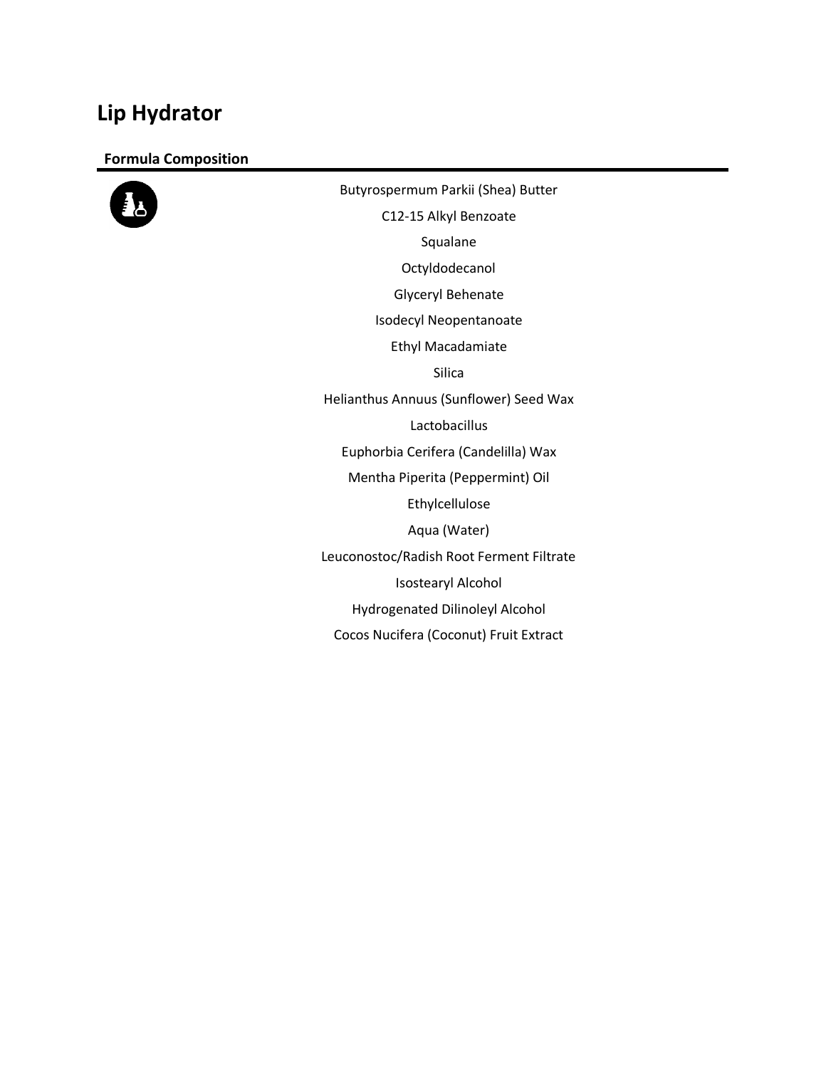# Lip Hydrator

### Formula Composition

Butyrospermum Parkii (Shea) Butter

C12-15 Alkyl Benzoate

Squalane

Octyldodecanol

Glyceryl Behenate

Isodecyl Neopentanoate

Ethyl Macadamiate

Silica

Helianthus Annuus (Sunflower) Seed Wax

Lactobacillus

Euphorbia Cerifera (Candelilla) Wax

Mentha Piperita (Peppermint) Oil

Ethylcellulose

Aqua (Water)

Leuconostoc/Radish Root Ferment Filtrate

Isostearyl Alcohol

Hydrogenated Dilinoleyl Alcohol

Cocos Nucifera (Coconut) Fruit Extract